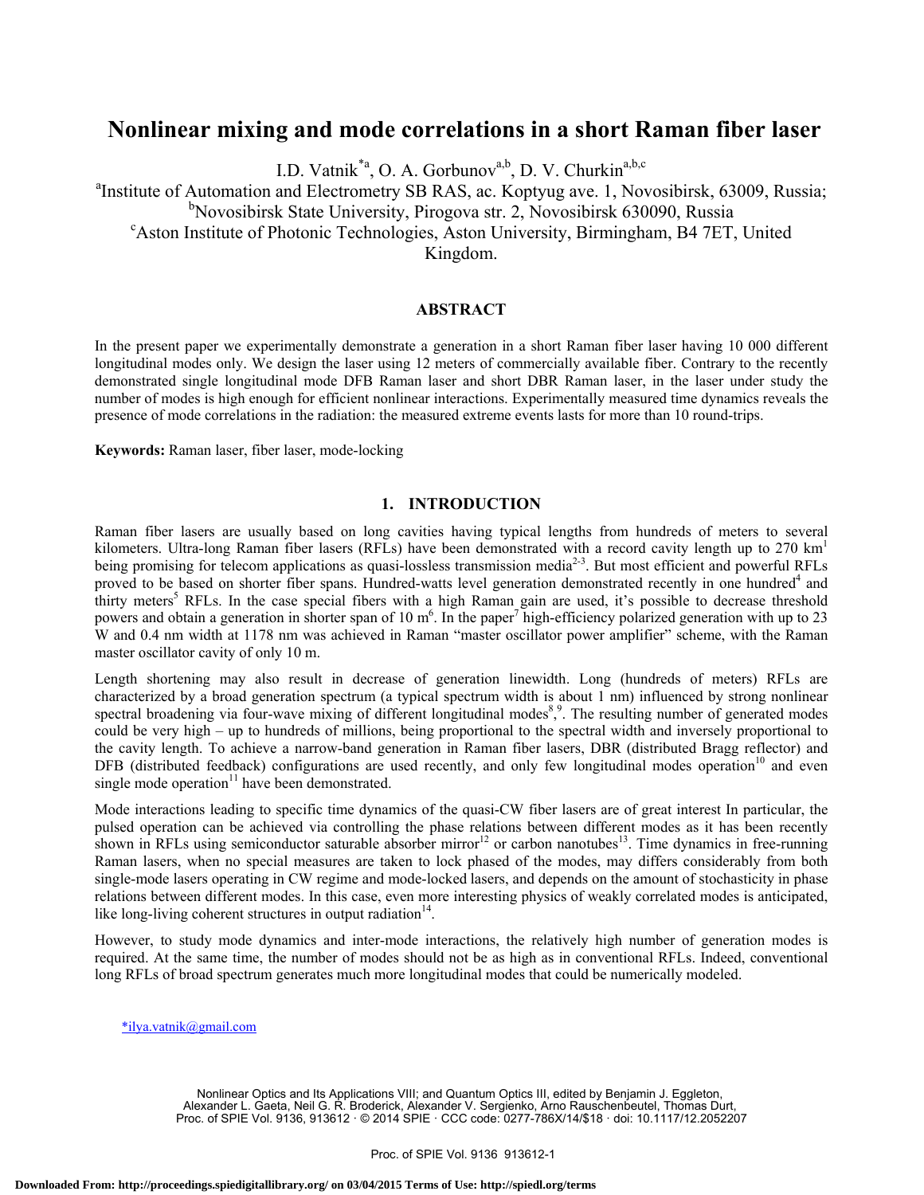# Nonlinear mixing and mode correlations in a short Raman fiber laser

I.D. Vatnik[*a], O. A. Gorbunov[a,b], D. V. Churkin[a,b,c]

[a]Institute of Automation and Electrometry SB RAS, ac. Koptyug ave. 1, Novosibirsk, 63009, Russia;
[b]Novosibirsk State University, Pirogova str. 2, Novosibirsk 630090, Russia
[c]Aston Institute of Photonic Technologies, Aston University, Birmingham, B4 7ET, United Kingdom.

## ABSTRACT

In the present paper we experimentally demonstrate a generation in a short Raman fiber laser having 10 000 different longitudinal modes only. We design the laser using 12 meters of commercially available fiber. Contrary to the recently demonstrated single longitudinal mode DFB Raman laser and short DBR Raman laser, in the laser under study the number of modes is high enough for efficient nonlinear interactions. Experimentally measured time dynamics reveals the presence of mode correlations in the radiation: the measured extreme events lasts for more than 10 round-trips.

**Keywords:** Raman laser, fiber laser, mode-locking

## 1. INTRODUCTION

Raman fiber lasers are usually based on long cavities having typical lengths from hundreds of meters to several kilometers. Ultra-long Raman fiber lasers (RFLs) have been demonstrated with a record cavity length up to 270 km[1] being promising for telecom applications as quasi-lossless transmission media[2-3]. But most efficient and powerful RFLs proved to be based on shorter fiber spans. Hundred-watts level generation demonstrated recently in one hundred[4] and thirty meters[5] RFLs. In the case special fibers with a high Raman gain are used, it's possible to decrease threshold powers and obtain a generation in shorter span of 10 m[6]. In the paper[7] high-efficiency polarized generation with up to 23 W and 0.4 nm width at 1178 nm was achieved in Raman "master oscillator power amplifier" scheme, with the Raman master oscillator cavity of only 10 m.

Length shortening may also result in decrease of generation linewidth. Long (hundreds of meters) RFLs are characterized by a broad generation spectrum (a typical spectrum width is about 1 nm) influenced by strong nonlinear spectral broadening via four-wave mixing of different longitudinal modes[8,9]. The resulting number of generated modes could be very high – up to hundreds of millions, being proportional to the spectral width and inversely proportional to the cavity length. To achieve a narrow-band generation in Raman fiber lasers, DBR (distributed Bragg reflector) and DFB (distributed feedback) configurations are used recently, and only few longitudinal modes operation[10] and even single mode operation[11] have been demonstrated.

Mode interactions leading to specific time dynamics of the quasi-CW fiber lasers are of great interest In particular, the pulsed operation can be achieved via controlling the phase relations between different modes as it has been recently shown in RFLs using semiconductor saturable absorber mirror[12] or carbon nanotubes[13]. Time dynamics in free-running Raman lasers, when no special measures are taken to lock phased of the modes, may differs considerably from both single-mode lasers operating in CW regime and mode-locked lasers, and depends on the amount of stochasticity in phase relations between different modes. In this case, even more interesting physics of weakly correlated modes is anticipated, like long-living coherent structures in output radiation[14].

However, to study mode dynamics and inter-mode interactions, the relatively high number of generation modes is required. At the same time, the number of modes should not be as high as in conventional RFLs. Indeed, conventional long RFLs of broad spectrum generates much more longitudinal modes that could be numerically modeled.

*ilya.vatnik@gmail.com

Nonlinear Optics and Its Applications VIII; and Quantum Optics III, edited by Benjamin J. Eggleton, Alexander L. Gaeta, Neil G. R. Broderick, Alexander V. Sergienko, Arno Rauschenbeutel, Thomas Durt, Proc. of SPIE Vol. 9136, 913612 · © 2014 SPIE · CCC code: 0277-786X/14/$18 · doi: 10.1117/12.2052207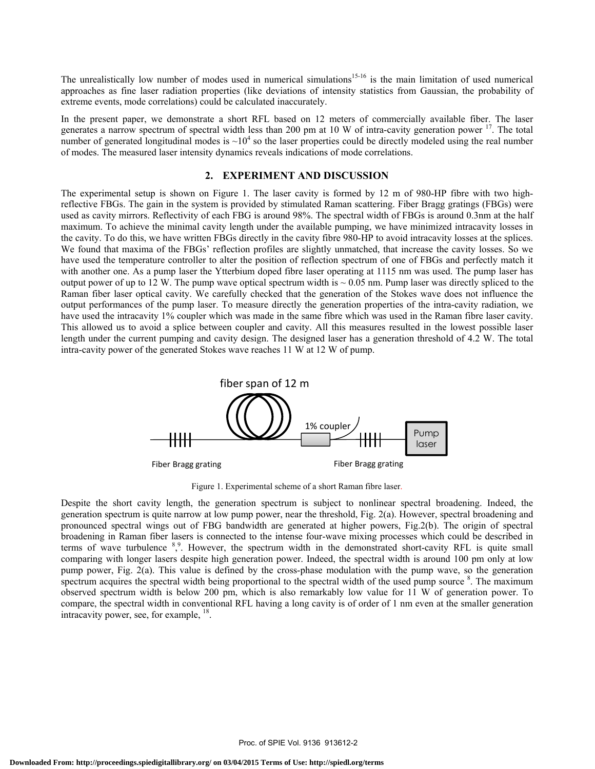The unrealistically low number of modes used in numerical simulations[15-16] is the main limitation of used numerical approaches as fine laser radiation properties (like deviations of intensity statistics from Gaussian, the probability of extreme events, mode correlations) could be calculated inaccurately.

In the present paper, we demonstrate a short RFL based on 12 meters of commercially available fiber. The laser generates a narrow spectrum of spectral width less than 200 pm at 10 W of intra-cavity generation power [17]. The total number of generated longitudinal modes is ~$10^4$ so the laser properties could be directly modeled using the real number of modes. The measured laser intensity dynamics reveals indications of mode correlations.

## 2. EXPERIMENT AND DISCUSSION

The experimental setup is shown on Figure 1. The laser cavity is formed by 12 m of 980-HP fibre with two high-reflective FBGs. The gain in the system is provided by stimulated Raman scattering. Fiber Bragg gratings (FBGs) were used as cavity mirrors. Reflectivity of each FBG is around 98%. The spectral width of FBGs is around 0.3nm at the half maximum. To achieve the minimal cavity length under the available pumping, we have minimized intracavity losses in the cavity. To do this, we have written FBGs directly in the cavity fibre 980-HP to avoid intracavity losses at the splices. We found that maxima of the FBGs' reflection profiles are slightly unmatched, that increase the cavity losses. So we have used the temperature controller to alter the position of reflection spectrum of one of FBGs and perfectly match it with another one. As a pump laser the Ytterbium doped fibre laser operating at 1115 nm was used. The pump laser has output power of up to 12 W. The pump wave optical spectrum width is ~ 0.05 nm. Pump laser was directly spliced to the Raman fiber laser optical cavity. We carefully checked that the generation of the Stokes wave does not influence the output performances of the pump laser. To measure directly the generation properties of the intra-cavity radiation, we have used the intracavity 1% coupler which was made in the same fibre which was used in the Raman fibre laser cavity. This allowed us to avoid a splice between coupler and cavity. All this measures resulted in the lowest possible laser length under the current pumping and cavity design. The designed laser has a generation threshold of 4.2 W. The total intra-cavity power of the generated Stokes wave reaches 11 W at 12 W of pump.

fiber span of 12 m

1% coupler

Pump laser

Fiber Bragg grating

Fiber Bragg grating

Figure 1. Experimental scheme of a short Raman fibre laser.

Despite the short cavity length, the generation spectrum is subject to nonlinear spectral broadening. Indeed, the generation spectrum is quite narrow at low pump power, near the threshold, Fig. 2(a). However, spectral broadening and pronounced spectral wings out of FBG bandwidth are generated at higher powers, Fig.2(b). The origin of spectral broadening in Raman fiber lasers is connected to the intense four-wave mixing processes which could be described in terms of wave turbulence [8,9]. However, the spectrum width in the demonstrated short-cavity RFL is quite small comparing with longer lasers despite high generation power. Indeed, the spectral width is around 100 pm only at low pump power, Fig. 2(a). This value is defined by the cross-phase modulation with the pump wave, so the generation spectrum acquires the spectral width being proportional to the spectral width of the used pump source [8]. The maximum observed spectrum width is below 200 pm, which is also remarkably low value for 11 W of generation power. To compare, the spectral width in conventional RFL having a long cavity is of order of 1 nm even at the smaller generation intracavity power, see, for example, [18].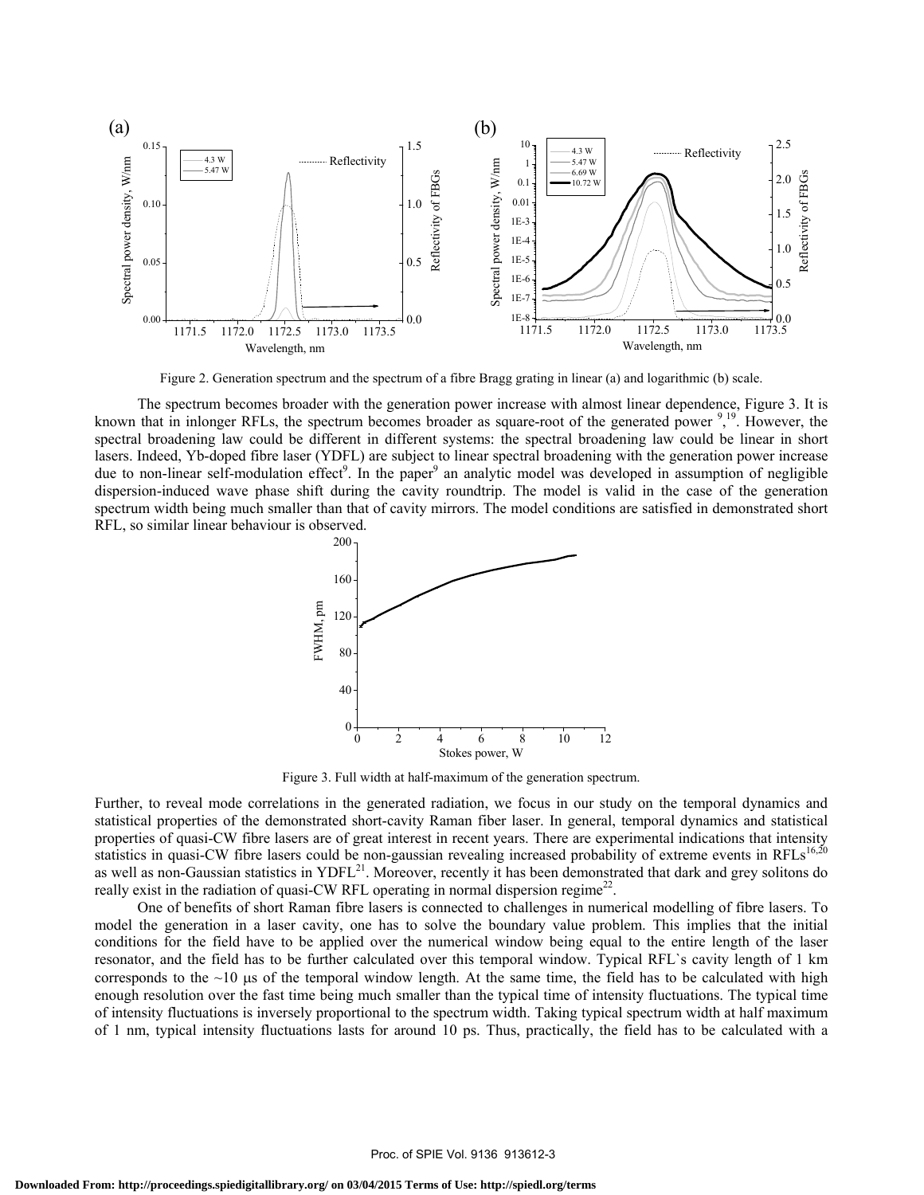Figure 2. Generation spectrum and the spectrum of a fibre Bragg grating in linear (a) and logarithmic (b) scale.

The spectrum becomes broader with the generation power increase with almost linear dependence, Figure 3. It is known that in inlonger RFLs, the spectrum becomes broader as square-root of the generated power [9],[19]. However, the spectral broadening law could be different in different systems: the spectral broadening law could be linear in short lasers. Indeed, Yb-doped fibre laser (YDFL) are subject to linear spectral broadening with the generation power increase due to non-linear self-modulation effect[9]. In the paper[9] an analytic model was developed in assumption of negligible dispersion-induced wave phase shift during the cavity roundtrip. The model is valid in the case of the generation spectrum width being much smaller than that of cavity mirrors. The model conditions are satisfied in demonstrated short RFL, so similar linear behaviour is observed.

Figure 3. Full width at half-maximum of the generation spectrum.

Further, to reveal mode correlations in the generated radiation, we focus in our study on the temporal dynamics and statistical properties of the demonstrated short-cavity Raman fiber laser. In general, temporal dynamics and statistical properties of quasi-CW fibre lasers are of great interest in recent years. There are experimental indications that intensity statistics in quasi-CW fibre lasers could be non-gaussian revealing increased probability of extreme events in RFLs[16,20] as well as non-Gaussian statistics in YDFL[21]. Moreover, recently it has been demonstrated that dark and grey solitons do really exist in the radiation of quasi-CW RFL operating in normal dispersion regime[22].

One of benefits of short Raman fibre lasers is connected to challenges in numerical modelling of fibre lasers. To model the generation in a laser cavity, one has to solve the boundary value problem. This implies that the initial conditions for the field have to be applied over the numerical window being equal to the entire length of the laser resonator, and the field has to be further calculated over this temporal window. Typical RFL`s cavity length of 1 km corresponds to the ~10 μs of the temporal window length. At the same time, the field has to be calculated with high enough resolution over the fast time being much smaller than the typical time of intensity fluctuations. The typical time of intensity fluctuations is inversely proportional to the spectrum width. Taking typical spectrum width at half maximum of 1 nm, typical intensity fluctuations lasts for around 10 ps. Thus, practically, the field has to be calculated with a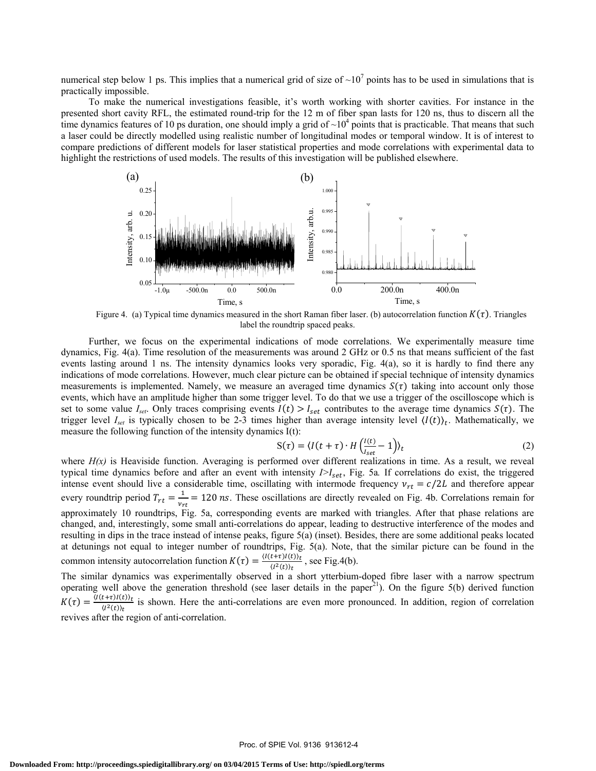numerical step below 1 ps. This implies that a numerical grid of size of $\sim 10^7$ points has to be used in simulations that is practically impossible.

To make the numerical investigations feasible, it's worth working with shorter cavities. For instance in the presented short cavity RFL, the estimated round-trip for the 12 m of fiber span lasts for 120 ns, thus to discern all the time dynamics features of 10 ps duration, one should imply a grid of $\sim 10^4$ points that is practicable. That means that such a laser could be directly modelled using realistic number of longitudinal modes or temporal window. It is of interest to compare predictions of different models for laser statistical properties and mode correlations with experimental data to highlight the restrictions of used models. The results of this investigation will be published elsewhere.

Figure 4. (a) Typical time dynamics measured in the short Raman fiber laser. (b) autocorrelation function $K(\tau)$. Triangles label the roundtrip spaced peaks.

Further, we focus on the experimental indications of mode correlations. We experimentally measure time dynamics, Fig. 4(a). Time resolution of the measurements was around 2 GHz or 0.5 ns that means sufficient of the fast events lasting around 1 ns. The intensity dynamics looks very sporadic, Fig. 4(a), so it is hardly to find there any indications of mode correlations. However, much clear picture can be obtained if special technique of intensity dynamics measurements is implemented. Namely, we measure an averaged time dynamics $S(\tau)$ taking into account only those events, which have an amplitude higher than some trigger level. To do that we use a trigger of the oscilloscope which is set to some value $I_{set}$. Only traces comprising events $I(t) > I_{set}$ contributes to the average time dynamics $S(\tau)$. The trigger level $I_{set}$ is typically chosen to be 2-3 times higher than average intensity level $\langle I(t)\rangle_t$. Mathematically, we measure the following function of the intensity dynamics I(t):

$$\mathrm{S}(\tau) = \left\langle I(t+\tau) \cdot H\left(\frac{I(t)}{I_{set}} - 1\right)\right\rangle_t \tag{2}$$

where $H(x)$ is Heaviside function. Averaging is performed over different realizations in time. As a result, we reveal typical time dynamics before and after an event with intensity $I > I_{set}$, Fig. 5a. If correlations do exist, the triggered intense event should live a considerable time, oscillating with intermode frequency $\nu_{rt} = c/2L$ and therefore appear every roundtrip period $T_{rt} = \frac{1}{\nu_{rt}} = 120\ ns$. These oscillations are directly revealed on Fig. 4b. Correlations remain for approximately 10 roundtrips, Fig. 5a, corresponding events are marked with triangles. After that phase relations are changed, and, interestingly, some small anti-correlations do appear, leading to destructive interference of the modes and resulting in dips in the trace instead of intense peaks, figure 5(a) (inset). Besides, there are some additional peaks located at detunings not equal to integer number of roundtrips, Fig. 5(a). Note, that the similar picture can be found in the common intensity autocorrelation function $K(\tau) = \frac{\langle I(t+\tau)I(t)\rangle_t}{\langle I^2(t)\rangle_t}$, see Fig.4(b).

The similar dynamics was experimentally observed in a short ytterbium-doped fibre laser with a narrow spectrum operating well above the generation threshold (see laser details in the paper[21]). On the figure 5(b) derived function $K(\tau) = \frac{\langle I(t+\tau)I(t)\rangle_t}{\langle I^2(t)\rangle_t}$ is shown. Here the anti-correlations are even more pronounced. In addition, region of correlation revives after the region of anti-correlation.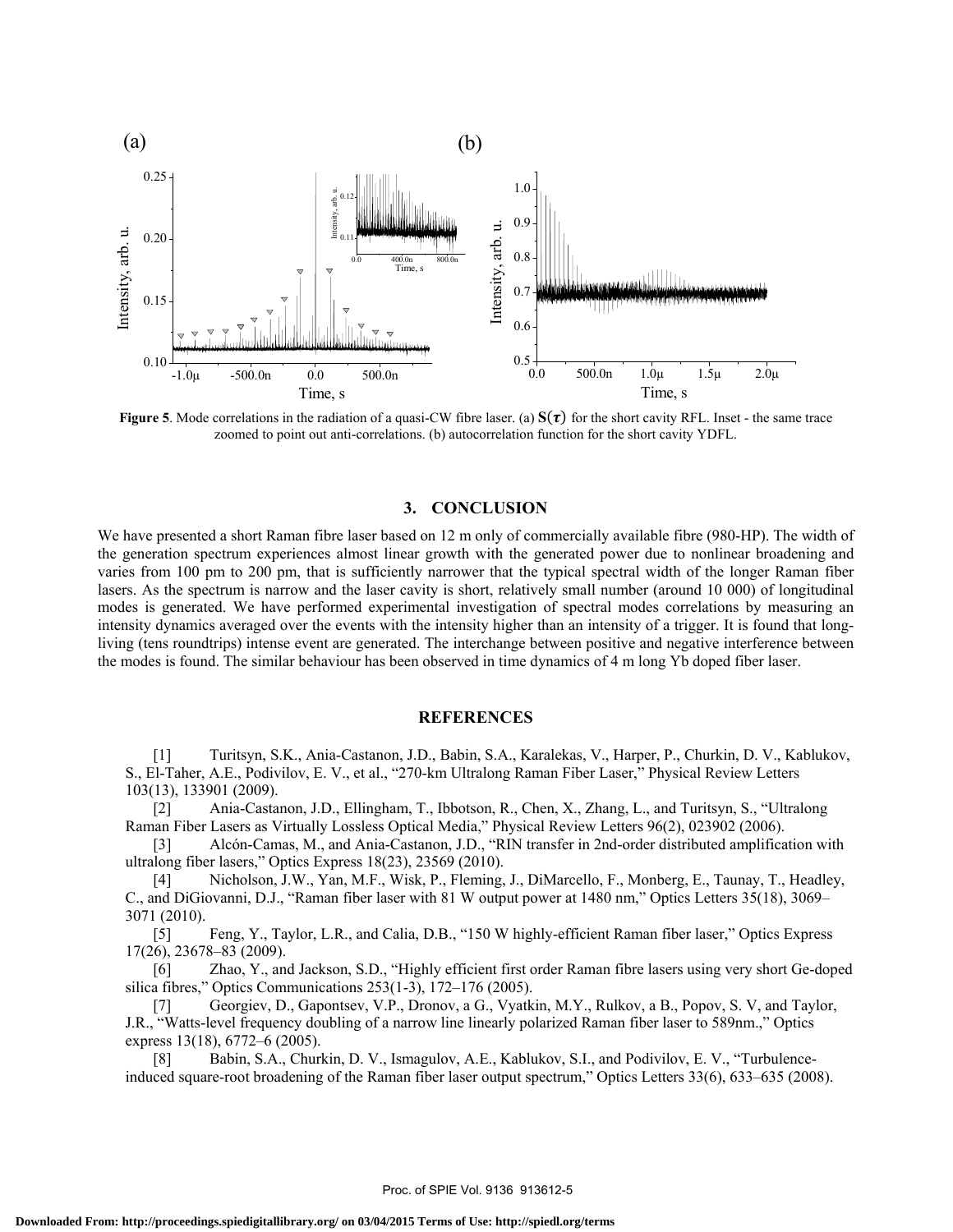**Figure 5**. Mode correlations in the radiation of a quasi-CW fibre laser. (a) $S(\tau)$ for the short cavity RFL. Inset - the same trace zoomed to point out anti-correlations. (b) autocorrelation function for the short cavity YDFL.

## 3. CONCLUSION

We have presented a short Raman fibre laser based on 12 m only of commercially available fibre (980-HP). The width of the generation spectrum experiences almost linear growth with the generated power due to nonlinear broadening and varies from 100 pm to 200 pm, that is sufficiently narrower that the typical spectral width of the longer Raman fiber lasers. As the spectrum is narrow and the laser cavity is short, relatively small number (around 10 000) of longitudinal modes is generated. We have performed experimental investigation of spectral modes correlations by measuring an intensity dynamics averaged over the events with the intensity higher than an intensity of a trigger. It is found that long-living (tens roundtrips) intense event are generated. The interchange between positive and negative interference between the modes is found. The similar behaviour has been observed in time dynamics of 4 m long Yb doped fiber laser.

## REFERENCES

[1] Turitsyn, S.K., Ania-Castanon, J.D., Babin, S.A., Karalekas, V., Harper, P., Churkin, D. V., Kablukov, S., El-Taher, A.E., Podivilov, E. V., et al., "270-km Ultralong Raman Fiber Laser," Physical Review Letters 103(13), 133901 (2009).

[2] Ania-Castanon, J.D., Ellingham, T., Ibbotson, R., Chen, X., Zhang, L., and Turitsyn, S., "Ultralong Raman Fiber Lasers as Virtually Lossless Optical Media," Physical Review Letters 96(2), 023902 (2006).

[3] Alcón-Camas, M., and Ania-Castanon, J.D., "RIN transfer in 2nd-order distributed amplification with ultralong fiber lasers," Optics Express 18(23), 23569 (2010).

[4] Nicholson, J.W., Yan, M.F., Wisk, P., Fleming, J., DiMarcello, F., Monberg, E., Taunay, T., Headley, C., and DiGiovanni, D.J., "Raman fiber laser with 81 W output power at 1480 nm," Optics Letters 35(18), 3069–3071 (2010).

[5] Feng, Y., Taylor, L.R., and Calia, D.B., "150 W highly-efficient Raman fiber laser," Optics Express 17(26), 23678–83 (2009).

[6] Zhao, Y., and Jackson, S.D., "Highly efficient first order Raman fibre lasers using very short Ge-doped silica fibres," Optics Communications 253(1-3), 172–176 (2005).

[7] Georgiev, D., Gapontsev, V.P., Dronov, a G., Vyatkin, M.Y., Rulkov, a B., Popov, S. V, and Taylor, J.R., "Watts-level frequency doubling of a narrow line linearly polarized Raman fiber laser to 589nm.," Optics express 13(18), 6772–6 (2005).

[8] Babin, S.A., Churkin, D. V., Ismagulov, A.E., Kablukov, S.I., and Podivilov, E. V., "Turbulence-induced square-root broadening of the Raman fiber laser output spectrum," Optics Letters 33(6), 633–635 (2008).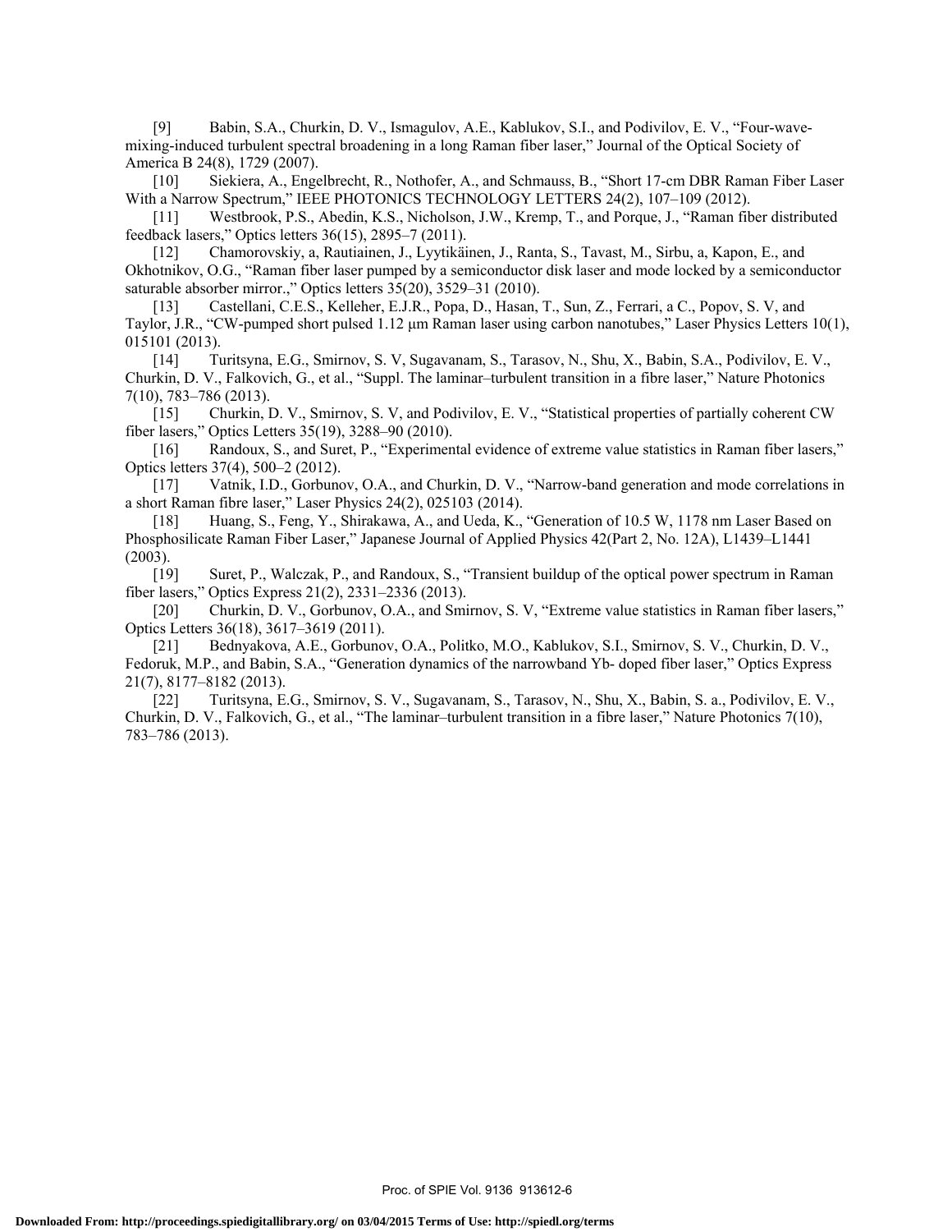[9] Babin, S.A., Churkin, D. V., Ismagulov, A.E., Kablukov, S.I., and Podivilov, E. V., "Four-wave-mixing-induced turbulent spectral broadening in a long Raman fiber laser," Journal of the Optical Society of America B 24(8), 1729 (2007).

[10] Siekiera, A., Engelbrecht, R., Nothofer, A., and Schmauss, B., "Short 17-cm DBR Raman Fiber Laser With a Narrow Spectrum," IEEE PHOTONICS TECHNOLOGY LETTERS 24(2), 107–109 (2012).

[11] Westbrook, P.S., Abedin, K.S., Nicholson, J.W., Kremp, T., and Porque, J., "Raman fiber distributed feedback lasers," Optics letters 36(15), 2895–7 (2011).

[12] Chamorovskiy, a, Rautiainen, J., Lyytikäinen, J., Ranta, S., Tavast, M., Sirbu, a, Kapon, E., and Okhotnikov, O.G., "Raman fiber laser pumped by a semiconductor disk laser and mode locked by a semiconductor saturable absorber mirror.," Optics letters 35(20), 3529–31 (2010).

[13] Castellani, C.E.S., Kelleher, E.J.R., Popa, D., Hasan, T., Sun, Z., Ferrari, a C., Popov, S. V, and Taylor, J.R., "CW-pumped short pulsed 1.12 μm Raman laser using carbon nanotubes," Laser Physics Letters 10(1), 015101 (2013).

[14] Turitsyna, E.G., Smirnov, S. V, Sugavanam, S., Tarasov, N., Shu, X., Babin, S.A., Podivilov, E. V., Churkin, D. V., Falkovich, G., et al., "Suppl. The laminar–turbulent transition in a fibre laser," Nature Photonics 7(10), 783–786 (2013).

[15] Churkin, D. V., Smirnov, S. V, and Podivilov, E. V., "Statistical properties of partially coherent CW fiber lasers," Optics Letters 35(19), 3288–90 (2010).

[16] Randoux, S., and Suret, P., "Experimental evidence of extreme value statistics in Raman fiber lasers," Optics letters 37(4), 500–2 (2012).

[17] Vatnik, I.D., Gorbunov, O.A., and Churkin, D. V., "Narrow-band generation and mode correlations in a short Raman fibre laser," Laser Physics 24(2), 025103 (2014).

[18] Huang, S., Feng, Y., Shirakawa, A., and Ueda, K., "Generation of 10.5 W, 1178 nm Laser Based on Phosphosilicate Raman Fiber Laser," Japanese Journal of Applied Physics 42(Part 2, No. 12A), L1439–L1441 (2003).

[19] Suret, P., Walczak, P., and Randoux, S., "Transient buildup of the optical power spectrum in Raman fiber lasers," Optics Express 21(2), 2331–2336 (2013).

[20] Churkin, D. V., Gorbunov, O.A., and Smirnov, S. V, "Extreme value statistics in Raman fiber lasers," Optics Letters 36(18), 3617–3619 (2011).

[21] Bednyakova, A.E., Gorbunov, O.A., Politko, M.O., Kablukov, S.I., Smirnov, S. V., Churkin, D. V., Fedoruk, M.P., and Babin, S.A., "Generation dynamics of the narrowband Yb- doped fiber laser," Optics Express 21(7), 8177–8182 (2013).

[22] Turitsyna, E.G., Smirnov, S. V., Sugavanam, S., Tarasov, N., Shu, X., Babin, S. a., Podivilov, E. V., Churkin, D. V., Falkovich, G., et al., "The laminar–turbulent transition in a fibre laser," Nature Photonics 7(10), 783–786 (2013).